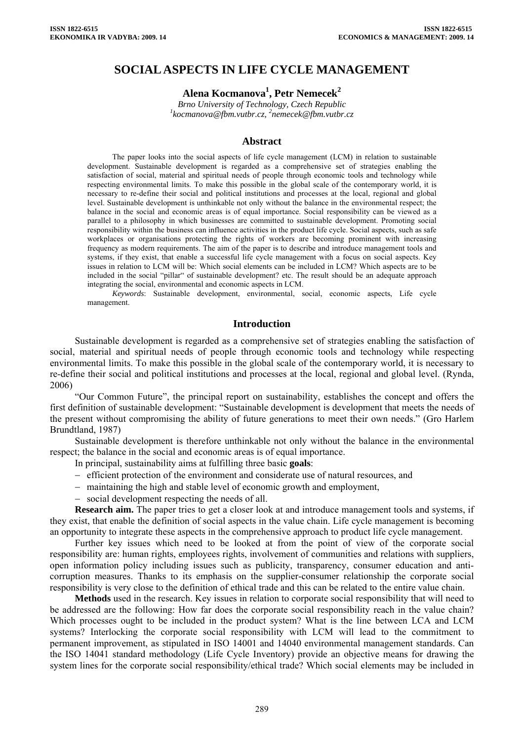# SOCIAL ASPECTS IN LIFE CYCLE MANAGEMENT

**Alena Kocmanova[1], Petr Nemecek[2]**

*Brno University of Technology, Czech Republic*
*[1]kocmanova@fbm.vutbr.cz, [2]nemecek@fbm.vutbr.cz*

## Abstract

The paper looks into the social aspects of life cycle management (LCM) in relation to sustainable development. Sustainable development is regarded as a comprehensive set of strategies enabling the satisfaction of social, material and spiritual needs of people through economic tools and technology while respecting environmental limits. To make this possible in the global scale of the contemporary world, it is necessary to re-define their social and political institutions and processes at the local, regional and global level. Sustainable development is unthinkable not only without the balance in the environmental respect; the balance in the social and economic areas is of equal importance. Social responsibility can be viewed as a parallel to a philosophy in which businesses are committed to sustainable development. Promoting social responsibility within the business can influence activities in the product life cycle. Social aspects, such as safe workplaces or organisations protecting the rights of workers are becoming prominent with increasing frequency as modern requirements. The aim of the paper is to describe and introduce management tools and systems, if they exist, that enable a successful life cycle management with a focus on social aspects. Key issues in relation to LCM will be: Which social elements can be included in LCM? Which aspects are to be included in the social "pillar" of sustainable development? etc. The result should be an adequate approach integrating the social, environmental and economic aspects in LCM.

*Keywords*: Sustainable development, environmental, social, economic aspects, Life cycle management.

## Introduction

Sustainable development is regarded as a comprehensive set of strategies enabling the satisfaction of social, material and spiritual needs of people through economic tools and technology while respecting environmental limits. To make this possible in the global scale of the contemporary world, it is necessary to re-define their social and political institutions and processes at the local, regional and global level. (Rynda, 2006)

"Our Common Future", the principal report on sustainability, establishes the concept and offers the first definition of sustainable development: "Sustainable development is development that meets the needs of the present without compromising the ability of future generations to meet their own needs." (Gro Harlem Brundtland, 1987)

Sustainable development is therefore unthinkable not only without the balance in the environmental respect; the balance in the social and economic areas is of equal importance.

In principal, sustainability aims at fulfilling three basic **goals**:

- efficient protection of the environment and considerate use of natural resources, and
- maintaining the high and stable level of economic growth and employment,
- social development respecting the needs of all.

**Research aim.** The paper tries to get a closer look at and introduce management tools and systems, if they exist, that enable the definition of social aspects in the value chain. Life cycle management is becoming an opportunity to integrate these aspects in the comprehensive approach to product life cycle management.

Further key issues which need to be looked at from the point of view of the corporate social responsibility are: human rights, employees rights, involvement of communities and relations with suppliers, open information policy including issues such as publicity, transparency, consumer education and anti-corruption measures. Thanks to its emphasis on the supplier-consumer relationship the corporate social responsibility is very close to the definition of ethical trade and this can be related to the entire value chain.

**Methods** used in the research. Key issues in relation to corporate social responsibility that will need to be addressed are the following: How far does the corporate social responsibility reach in the value chain? Which processes ought to be included in the product system? What is the line between LCA and LCM systems? Interlocking the corporate social responsibility with LCM will lead to the commitment to permanent improvement, as stipulated in ISO 14001 and 14040 environmental management standards. Can the ISO 14041 standard methodology (Life Cycle Inventory) provide an objective means for drawing the system lines for the corporate social responsibility/ethical trade? Which social elements may be included in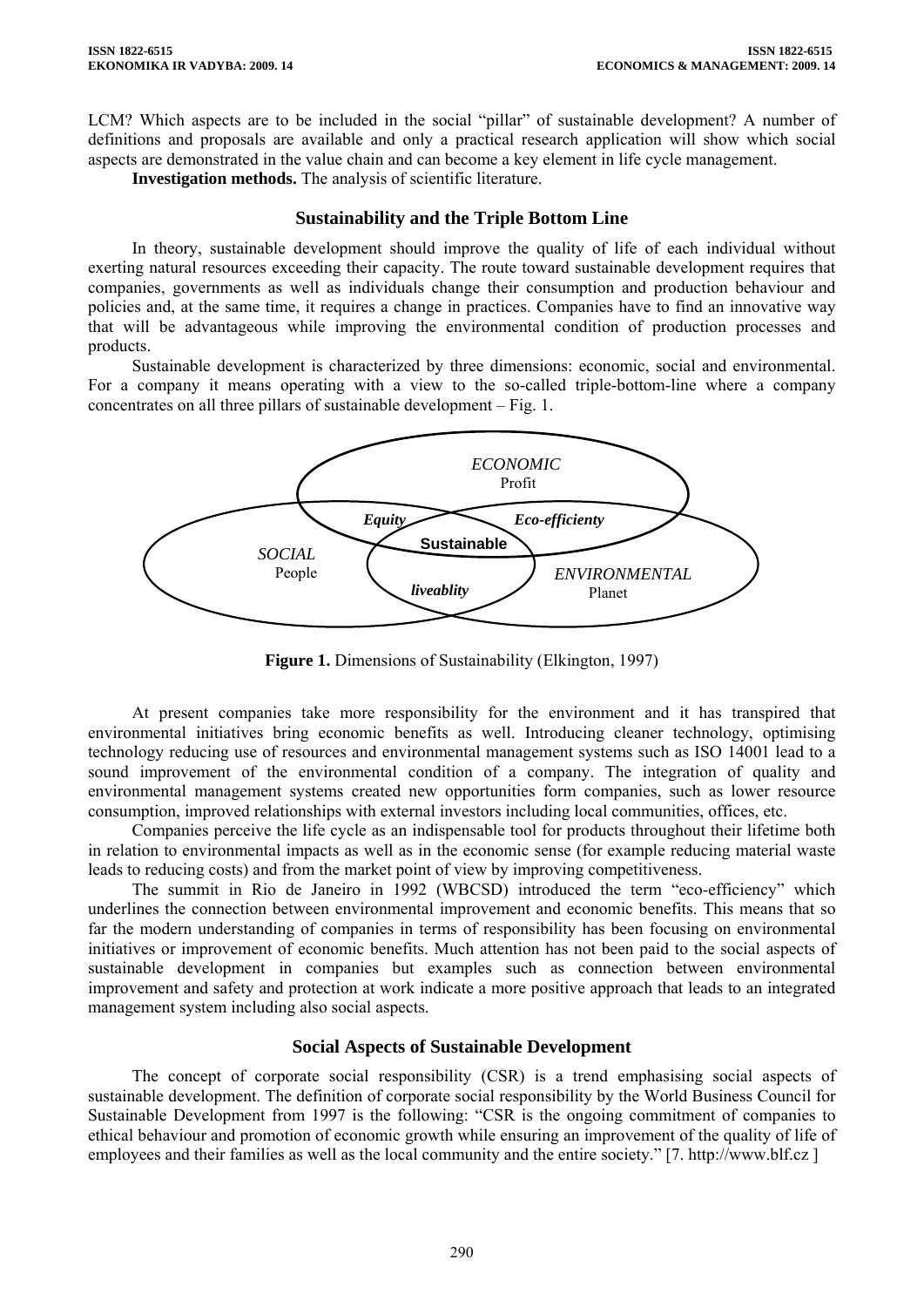LCM? Which aspects are to be included in the social "pillar" of sustainable development? A number of definitions and proposals are available and only a practical research application will show which social aspects are demonstrated in the value chain and can become a key element in life cycle management.

**Investigation methods.** The analysis of scientific literature.

## Sustainability and the Triple Bottom Line

In theory, sustainable development should improve the quality of life of each individual without exerting natural resources exceeding their capacity. The route toward sustainable development requires that companies, governments as well as individuals change their consumption and production behaviour and policies and, at the same time, it requires a change in practices. Companies have to find an innovative way that will be advantageous while improving the environmental condition of production processes and products.

Sustainable development is characterized by three dimensions: economic, social and environmental. For a company it means operating with a view to the so-called triple-bottom-line where a company concentrates on all three pillars of sustainable development – Fig. 1.

*ECONOMIC* Profit

*Equity* *Eco-efficienty*

**Sustainable**

*SOCIAL* People

*liveablity*

*ENVIRONMENTAL* Planet

**Figure 1.** Dimensions of Sustainability (Elkington, 1997)

At present companies take more responsibility for the environment and it has transpired that environmental initiatives bring economic benefits as well. Introducing cleaner technology, optimising technology reducing use of resources and environmental management systems such as ISO 14001 lead to a sound improvement of the environmental condition of a company. The integration of quality and environmental management systems created new opportunities form companies, such as lower resource consumption, improved relationships with external investors including local communities, offices, etc.

Companies perceive the life cycle as an indispensable tool for products throughout their lifetime both in relation to environmental impacts as well as in the economic sense (for example reducing material waste leads to reducing costs) and from the market point of view by improving competitiveness.

The summit in Rio de Janeiro in 1992 (WBCSD) introduced the term "eco-efficiency" which underlines the connection between environmental improvement and economic benefits. This means that so far the modern understanding of companies in terms of responsibility has been focusing on environmental initiatives or improvement of economic benefits. Much attention has not been paid to the social aspects of sustainable development in companies but examples such as connection between environmental improvement and safety and protection at work indicate a more positive approach that leads to an integrated management system including also social aspects.

## Social Aspects of Sustainable Development

The concept of corporate social responsibility (CSR) is a trend emphasising social aspects of sustainable development. The definition of corporate social responsibility by the World Business Council for Sustainable Development from 1997 is the following: "CSR is the ongoing commitment of companies to ethical behaviour and promotion of economic growth while ensuring an improvement of the quality of life of employees and their families as well as the local community and the entire society." [7. http://www.blf.cz ]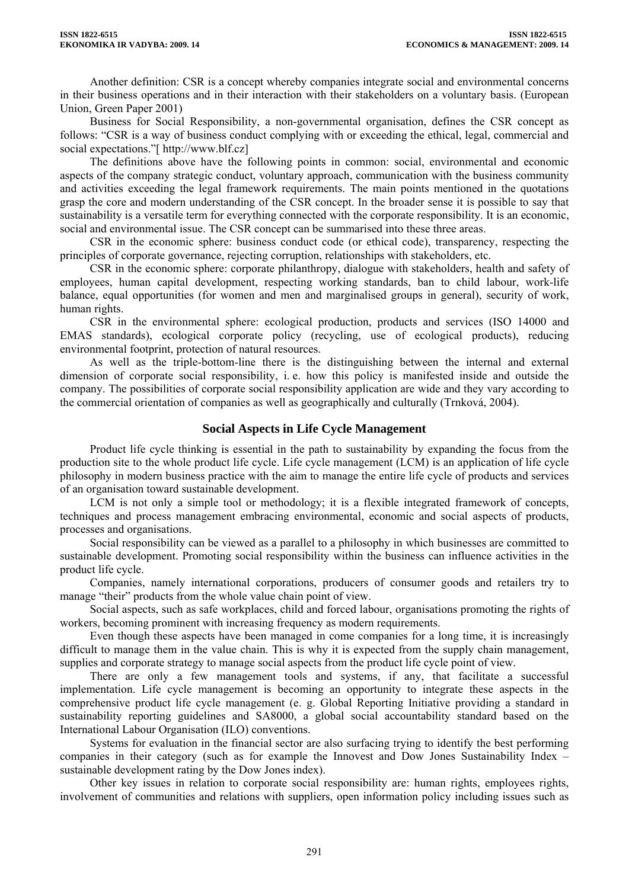Another definition: CSR is a concept whereby companies integrate social and environmental concerns in their business operations and in their interaction with their stakeholders on a voluntary basis. (European Union, Green Paper 2001)

Business for Social Responsibility, a non-governmental organisation, defines the CSR concept as follows: "CSR is a way of business conduct complying with or exceeding the ethical, legal, commercial and social expectations."[ http://www.blf.cz]

The definitions above have the following points in common: social, environmental and economic aspects of the company strategic conduct, voluntary approach, communication with the business community and activities exceeding the legal framework requirements. The main points mentioned in the quotations grasp the core and modern understanding of the CSR concept. In the broader sense it is possible to say that sustainability is a versatile term for everything connected with the corporate responsibility. It is an economic, social and environmental issue. The CSR concept can be summarised into these three areas.

CSR in the economic sphere: business conduct code (or ethical code), transparency, respecting the principles of corporate governance, rejecting corruption, relationships with stakeholders, etc.

CSR in the economic sphere: corporate philanthropy, dialogue with stakeholders, health and safety of employees, human capital development, respecting working standards, ban to child labour, work-life balance, equal opportunities (for women and men and marginalised groups in general), security of work, human rights.

CSR in the environmental sphere: ecological production, products and services (ISO 14000 and EMAS standards), ecological corporate policy (recycling, use of ecological products), reducing environmental footprint, protection of natural resources.

As well as the triple-bottom-line there is the distinguishing between the internal and external dimension of corporate social responsibility, i. e. how this policy is manifested inside and outside the company. The possibilities of corporate social responsibility application are wide and they vary according to the commercial orientation of companies as well as geographically and culturally (Trnková, 2004).

## Social Aspects in Life Cycle Management

Product life cycle thinking is essential in the path to sustainability by expanding the focus from the production site to the whole product life cycle. Life cycle management (LCM) is an application of life cycle philosophy in modern business practice with the aim to manage the entire life cycle of products and services of an organisation toward sustainable development.

LCM is not only a simple tool or methodology; it is a flexible integrated framework of concepts, techniques and process management embracing environmental, economic and social aspects of products, processes and organisations.

Social responsibility can be viewed as a parallel to a philosophy in which businesses are committed to sustainable development. Promoting social responsibility within the business can influence activities in the product life cycle.

Companies, namely international corporations, producers of consumer goods and retailers try to manage "their" products from the whole value chain point of view.

Social aspects, such as safe workplaces, child and forced labour, organisations promoting the rights of workers, becoming prominent with increasing frequency as modern requirements.

Even though these aspects have been managed in come companies for a long time, it is increasingly difficult to manage them in the value chain. This is why it is expected from the supply chain management, supplies and corporate strategy to manage social aspects from the product life cycle point of view.

There are only a few management tools and systems, if any, that facilitate a successful implementation. Life cycle management is becoming an opportunity to integrate these aspects in the comprehensive product life cycle management (e. g. Global Reporting Initiative providing a standard in sustainability reporting guidelines and SA8000, a global social accountability standard based on the International Labour Organisation (ILO) conventions.

Systems for evaluation in the financial sector are also surfacing trying to identify the best performing companies in their category (such as for example the Innovest and Dow Jones Sustainability Index – sustainable development rating by the Dow Jones index).

Other key issues in relation to corporate social responsibility are: human rights, employees rights, involvement of communities and relations with suppliers, open information policy including issues such as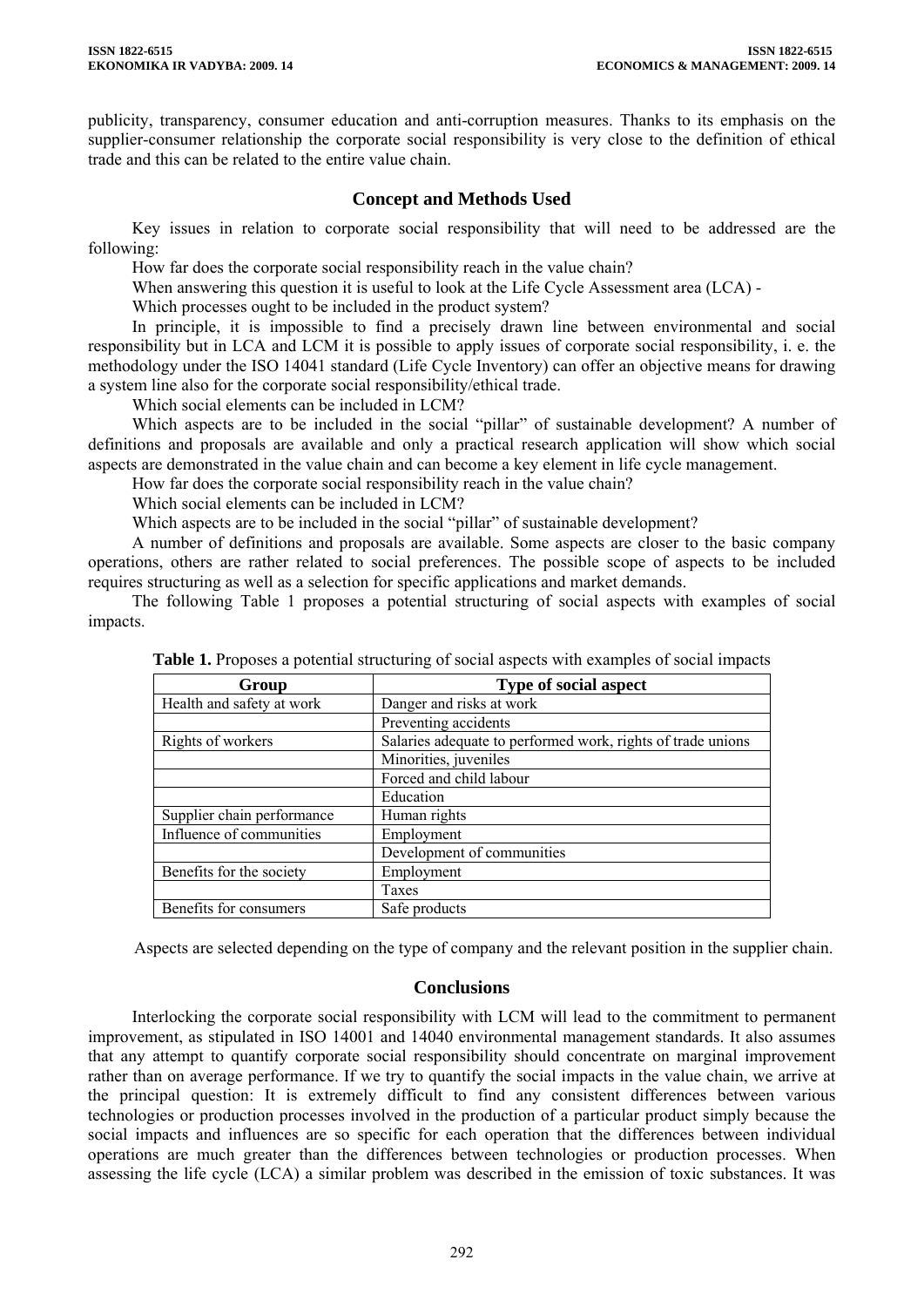publicity, transparency, consumer education and anti-corruption measures. Thanks to its emphasis on the supplier-consumer relationship the corporate social responsibility is very close to the definition of ethical trade and this can be related to the entire value chain.

## Concept and Methods Used

Key issues in relation to corporate social responsibility that will need to be addressed are the following:

How far does the corporate social responsibility reach in the value chain?

When answering this question it is useful to look at the Life Cycle Assessment area (LCA) -

Which processes ought to be included in the product system?

In principle, it is impossible to find a precisely drawn line between environmental and social responsibility but in LCA and LCM it is possible to apply issues of corporate social responsibility, i. e. the methodology under the ISO 14041 standard (Life Cycle Inventory) can offer an objective means for drawing a system line also for the corporate social responsibility/ethical trade.

Which social elements can be included in LCM?

Which aspects are to be included in the social "pillar" of sustainable development? A number of definitions and proposals are available and only a practical research application will show which social aspects are demonstrated in the value chain and can become a key element in life cycle management.

How far does the corporate social responsibility reach in the value chain?

Which social elements can be included in LCM?

Which aspects are to be included in the social "pillar" of sustainable development?

A number of definitions and proposals are available. Some aspects are closer to the basic company operations, others are rather related to social preferences. The possible scope of aspects to be included requires structuring as well as a selection for specific applications and market demands.

The following Table 1 proposes a potential structuring of social aspects with examples of social impacts.

**Table 1.** Proposes a potential structuring of social aspects with examples of social impacts

| Group | Type of social aspect |
|---|---|
| Health and safety at work | Danger and risks at work |
| | Preventing accidents |
| Rights of workers | Salaries adequate to performed work, rights of trade unions |
| | Minorities, juveniles |
| | Forced and child labour |
| | Education |
| Supplier chain performance | Human rights |
| Influence of communities | Employment |
| | Development of communities |
| Benefits for the society | Employment |
| | Taxes |
| Benefits for consumers | Safe products |

Aspects are selected depending on the type of company and the relevant position in the supplier chain.

## Conclusions

Interlocking the corporate social responsibility with LCM will lead to the commitment to permanent improvement, as stipulated in ISO 14001 and 14040 environmental management standards. It also assumes that any attempt to quantify corporate social responsibility should concentrate on marginal improvement rather than on average performance. If we try to quantify the social impacts in the value chain, we arrive at the principal question: It is extremely difficult to find any consistent differences between various technologies or production processes involved in the production of a particular product simply because the social impacts and influences are so specific for each operation that the differences between individual operations are much greater than the differences between technologies or production processes. When assessing the life cycle (LCA) a similar problem was described in the emission of toxic substances. It was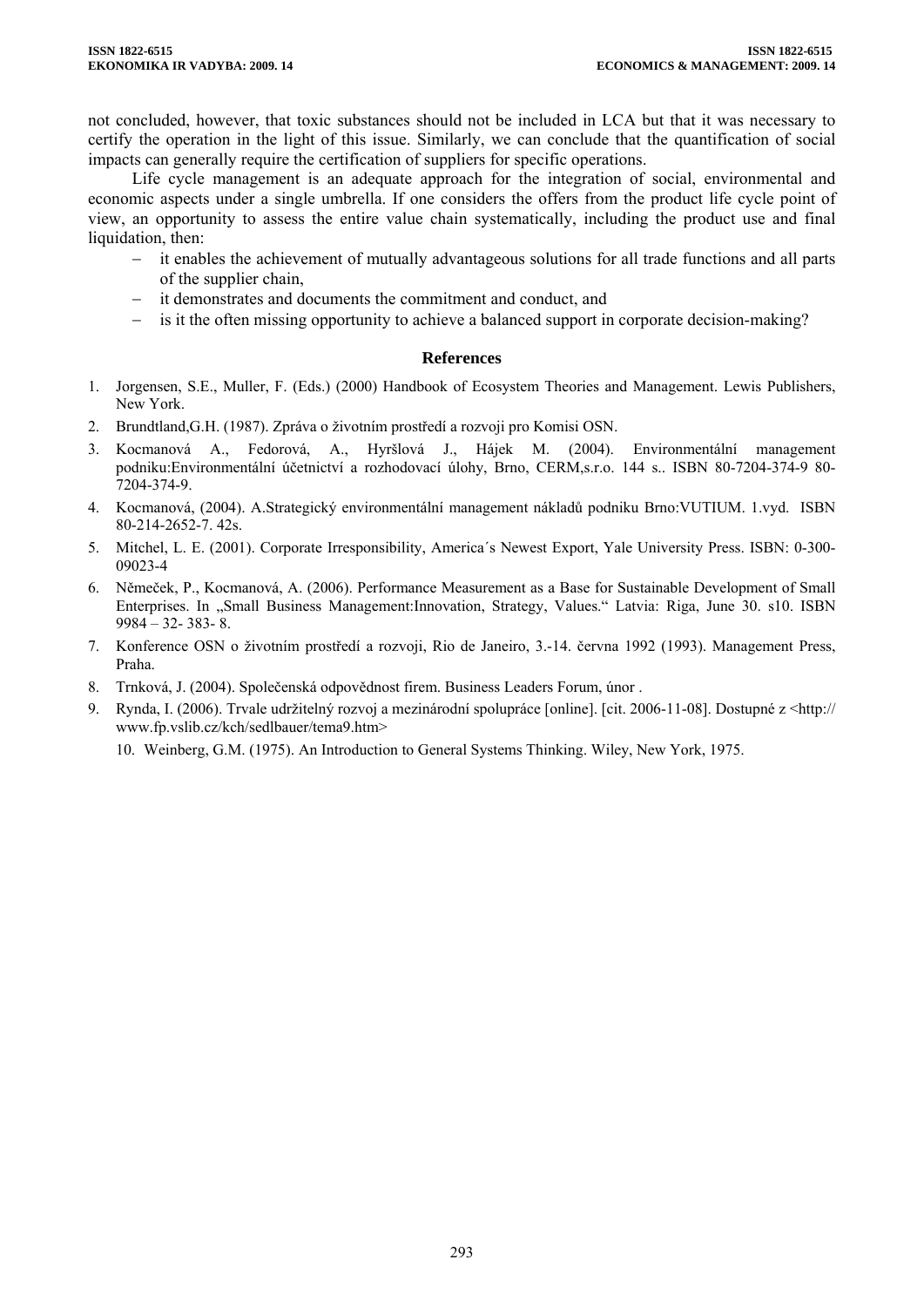not concluded, however, that toxic substances should not be included in LCA but that it was necessary to certify the operation in the light of this issue. Similarly, we can conclude that the quantification of social impacts can generally require the certification of suppliers for specific operations.

Life cycle management is an adequate approach for the integration of social, environmental and economic aspects under a single umbrella. If one considers the offers from the product life cycle point of view, an opportunity to assess the entire value chain systematically, including the product use and final liquidation, then:

- it enables the achievement of mutually advantageous solutions for all trade functions and all parts of the supplier chain,
- it demonstrates and documents the commitment and conduct, and
- is it the often missing opportunity to achieve a balanced support in corporate decision-making?

## References

1. Jorgensen, S.E., Muller, F. (Eds.) (2000) Handbook of Ecosystem Theories and Management. Lewis Publishers, New York.
2. Brundtland,G.H. (1987). Zpráva o životním prostředí a rozvoji pro Komisi OSN.
3. Kocmanová A., Fedorová, A., Hyršlová J., Hájek M. (2004). Environmentální management podniku:Environmentální účetnictví a rozhodovací úlohy, Brno, CERM,s.r.o. 144 s.. ISBN 80-7204-374-9 80-7204-374-9.
4. Kocmanová, (2004). A.Strategický environmentální management nákladů podniku Brno:VUTIUM. 1.vyd. ISBN 80-214-2652-7. 42s.
5. Mitchel, L. E. (2001). Corporate Irresponsibility, America´s Newest Export, Yale University Press. ISBN: 0-300-09023-4
6. Němeček, P., Kocmanová, A. (2006). Performance Measurement as a Base for Sustainable Development of Small Enterprises. In „Small Business Management:Innovation, Strategy, Values." Latvia: Riga, June 30. s10. ISBN 9984 – 32- 383- 8.
7. Konference OSN o životním prostředí a rozvoji, Rio de Janeiro, 3.-14. června 1992 (1993). Management Press, Praha.
8. Trnková, J. (2004). Společenská odpovědnost firem. Business Leaders Forum, únor .
9. Rynda, I. (2006). Trvale udržitelný rozvoj a mezinárodní spolupráce [online]. [cit. 2006-11-08]. Dostupné z <http:// www.fp.vslib.cz/kch/sedlbauer/tema9.htm>
10. Weinberg, G.M. (1975). An Introduction to General Systems Thinking. Wiley, New York, 1975.